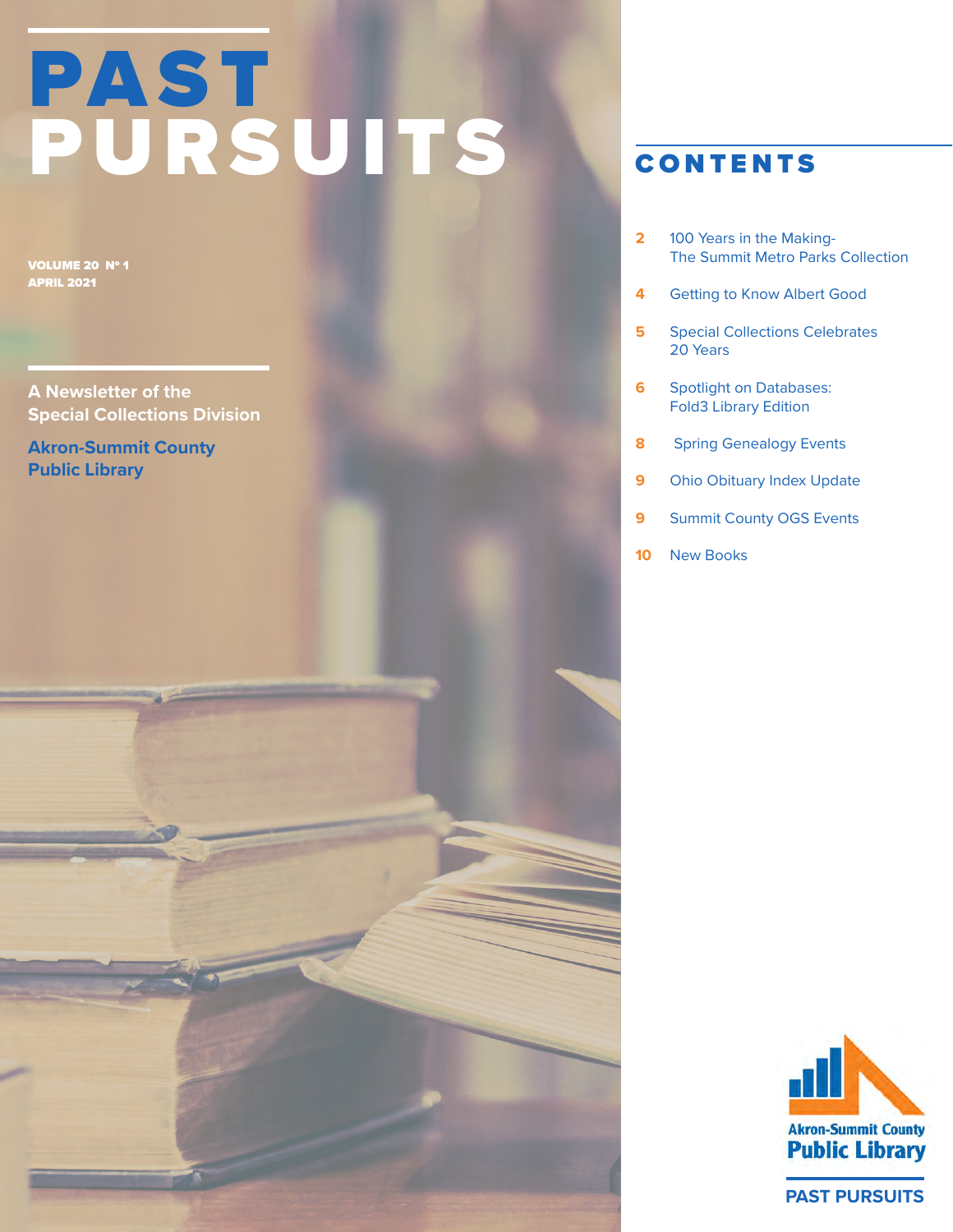# PAST PURSUITS

VOLUME 20 Nº 1
APRIL 2021

**A Newsletter of the Special Collections Division**

**Akron-Summit County Public Library**

## CONTENTS

- 2 100 Years in the Making- The Summit Metro Parks Collection
- 4 Getting to Know Albert Good
- 5 Special Collections Celebrates 20 Years
- 6 Spotlight on Databases: Fold3 Library Edition
- 8 Spring Genealogy Events
- 9 Ohio Obituary Index Update
- 9 Summit County OGS Events
- 10 New Books

Akron-Summit County Public Library

PAST PURSUITS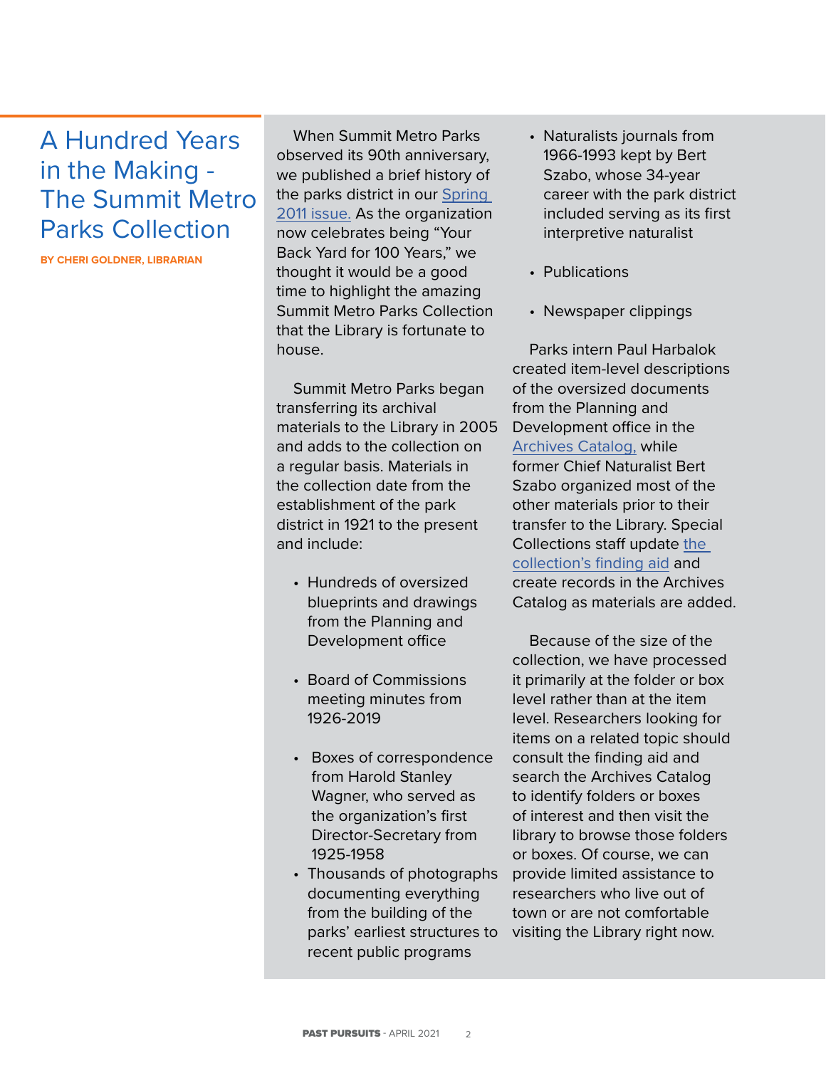# A Hundred Years in the Making - The Summit Metro Parks Collection

**BY CHERI GOLDNER, LIBRARIAN**

When Summit Metro Parks observed its 90th anniversary, we published a brief history of the parks district in our Spring 2011 issue. As the organization now celebrates being "Your Back Yard for 100 Years," we thought it would be a good time to highlight the amazing Summit Metro Parks Collection that the Library is fortunate to house.

Summit Metro Parks began transferring its archival materials to the Library in 2005 and adds to the collection on a regular basis. Materials in the collection date from the establishment of the park district in 1921 to the present and include:

- Hundreds of oversized blueprints and drawings from the Planning and Development office
- Board of Commissions meeting minutes from 1926-2019
- Boxes of correspondence from Harold Stanley Wagner, who served as the organization's first Director-Secretary from 1925-1958
- Thousands of photographs documenting everything from the building of the parks' earliest structures to recent public programs
- Naturalists journals from 1966-1993 kept by Bert Szabo, whose 34-year career with the park district included serving as its first interpretive naturalist
- Publications
- Newspaper clippings

Parks intern Paul Harbalok created item-level descriptions of the oversized documents from the Planning and Development office in the Archives Catalog, while former Chief Naturalist Bert Szabo organized most of the other materials prior to their transfer to the Library. Special Collections staff update the collection's finding aid and create records in the Archives Catalog as materials are added.

Because of the size of the collection, we have processed it primarily at the folder or box level rather than at the item level. Researchers looking for items on a related topic should consult the finding aid and search the Archives Catalog to identify folders or boxes of interest and then visit the library to browse those folders or boxes. Of course, we can provide limited assistance to researchers who live out of town or are not comfortable visiting the Library right now.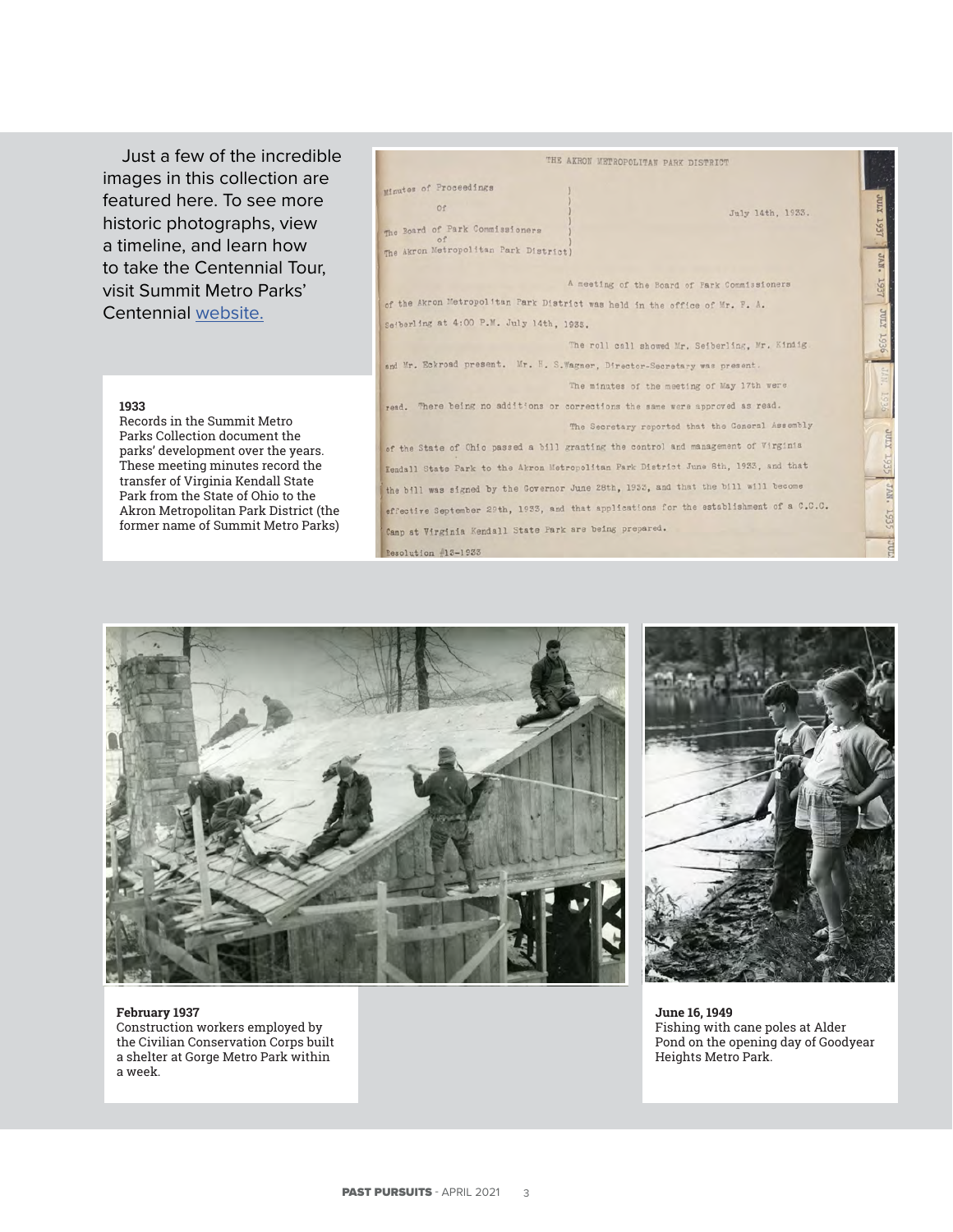Just a few of the incredible images in this collection are featured here. To see more historic photographs, view a timeline, and learn how to take the Centennial Tour, visit Summit Metro Parks' Centennial [website.](website.)

**1933**
Records in the Summit Metro Parks Collection document the parks' development over the years. These meeting minutes record the transfer of Virginia Kendall State Park from the State of Ohio to the Akron Metropolitan Park District (the former name of Summit Metro Parks)

THE AKRON METROPOLITAN PARK DISTRICT

Minutes of Proceedings
Of
The Board of Park Commissioners
of
The Akron Metropolitan Park District

July 14th, 1933.

A meeting of the Board of Park Commissioners of the Akron Metropolitan Park District was held in the office of Mr. F. A. Seiberling at 4:00 P.M. July 14th, 1933.

The roll call showed Mr. Seiberling, Mr. Kindig and Mr. Eckroad present. Mr. H. S. Wagner, Director-Secretary was present.

The minutes of the meeting of May 17th were read. There being no additions or corrections the same were approved as read.

The Secretary reported that the General Assembly of the State of Ohio passed a bill granting the control and management of Virginia Kendall State Park to the Akron Metropolitan Park District June 8th, 1933, and that the bill was signed by the Governor June 28th, 1933, and that the bill will become effective September 29th, 1933, and that applications for the establishment of a C.C.C. Camp at Virginia Kendall State Park are being prepared.

Resolution #12-1933

**February 1937**
Construction workers employed by the Civilian Conservation Corps built a shelter at Gorge Metro Park within a week.

**June 16, 1949**
Fishing with cane poles at Alder Pond on the opening day of Goodyear Heights Metro Park.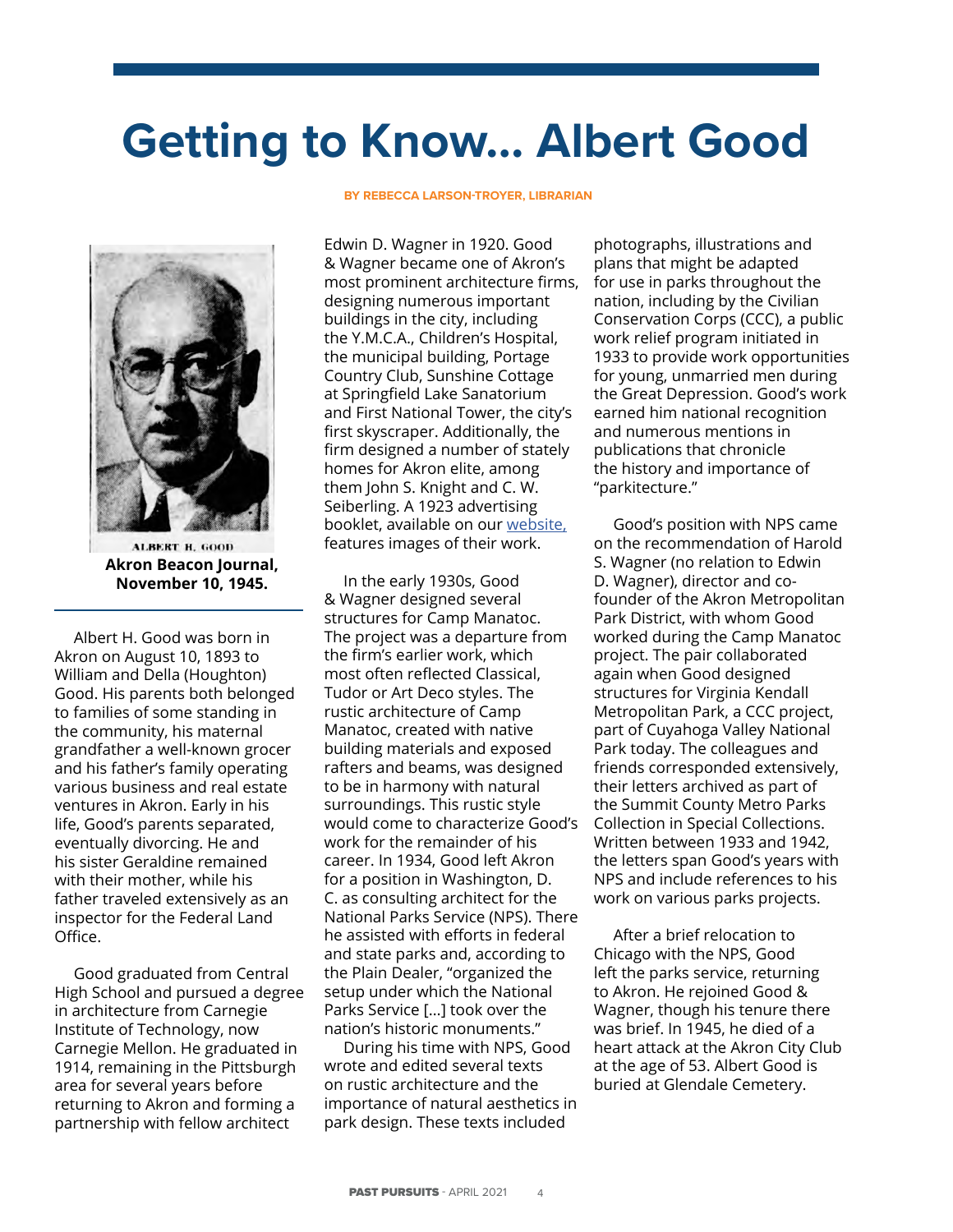# Getting to Know... Albert Good

**BY REBECCA LARSON-TROYER, LIBRARIAN**

ALBERT H. GOOD

**Akron Beacon Journal, November 10, 1945.**

Albert H. Good was born in Akron on August 10, 1893 to William and Della (Houghton) Good. His parents both belonged to families of some standing in the community, his maternal grandfather a well-known grocer and his father's family operating various business and real estate ventures in Akron. Early in his life, Good's parents separated, eventually divorcing. He and his sister Geraldine remained with their mother, while his father traveled extensively as an inspector for the Federal Land Office.

Good graduated from Central High School and pursued a degree in architecture from Carnegie Institute of Technology, now Carnegie Mellon. He graduated in 1914, remaining in the Pittsburgh area for several years before returning to Akron and forming a partnership with fellow architect Edwin D. Wagner in 1920. Good & Wagner became one of Akron's most prominent architecture firms, designing numerous important buildings in the city, including the Y.M.C.A., Children's Hospital, the municipal building, Portage Country Club, Sunshine Cottage at Springfield Lake Sanatorium and First National Tower, the city's first skyscraper. Additionally, the firm designed a number of stately homes for Akron elite, among them John S. Knight and C. W. Seiberling. A 1923 advertising booklet, available on our website, features images of their work.

In the early 1930s, Good & Wagner designed several structures for Camp Manatoc. The project was a departure from the firm's earlier work, which most often reflected Classical, Tudor or Art Deco styles. The rustic architecture of Camp Manatoc, created with native building materials and exposed rafters and beams, was designed to be in harmony with natural surroundings. This rustic style would come to characterize Good's work for the remainder of his career. In 1934, Good left Akron for a position in Washington, D. C. as consulting architect for the National Parks Service (NPS). There he assisted with efforts in federal and state parks and, according to the Plain Dealer, "organized the setup under which the National Parks Service [...] took over the nation's historic monuments."

During his time with NPS, Good wrote and edited several texts on rustic architecture and the importance of natural aesthetics in park design. These texts included photographs, illustrations and plans that might be adapted for use in parks throughout the nation, including by the Civilian Conservation Corps (CCC), a public work relief program initiated in 1933 to provide work opportunities for young, unmarried men during the Great Depression. Good's work earned him national recognition and numerous mentions in publications that chronicle the history and importance of "parkitecture."

Good's position with NPS came on the recommendation of Harold S. Wagner (no relation to Edwin D. Wagner), director and co-founder of the Akron Metropolitan Park District, with whom Good worked during the Camp Manatoc project. The pair collaborated again when Good designed structures for Virginia Kendall Metropolitan Park, a CCC project, part of Cuyahoga Valley National Park today. The colleagues and friends corresponded extensively, their letters archived as part of the Summit County Metro Parks Collection in Special Collections. Written between 1933 and 1942, the letters span Good's years with NPS and include references to his work on various parks projects.

After a brief relocation to Chicago with the NPS, Good left the parks service, returning to Akron. He rejoined Good & Wagner, though his tenure there was brief. In 1945, he died of a heart attack at the Akron City Club at the age of 53. Albert Good is buried at Glendale Cemetery.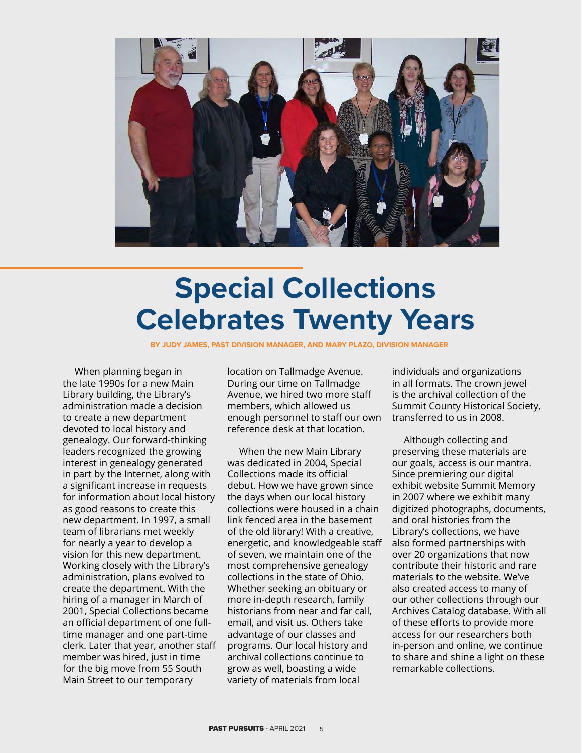# Special Collections Celebrates Twenty Years

**BY JUDY JAMES, PAST DIVISION MANAGER, AND MARY PLAZO, DIVISION MANAGER**

When planning began in the late 1990s for a new Main Library building, the Library's administration made a decision to create a new department devoted to local history and genealogy. Our forward-thinking leaders recognized the growing interest in genealogy generated in part by the Internet, along with a significant increase in requests for information about local history as good reasons to create this new department. In 1997, a small team of librarians met weekly for nearly a year to develop a vision for this new department. Working closely with the Library's administration, plans evolved to create the department. With the hiring of a manager in March of 2001, Special Collections became an official department of one full-time manager and one part-time clerk. Later that year, another staff member was hired, just in time for the big move from 55 South Main Street to our temporary location on Tallmadge Avenue. During our time on Tallmadge Avenue, we hired two more staff members, which allowed us enough personnel to staff our own reference desk at that location.

When the new Main Library was dedicated in 2004, Special Collections made its official debut. How we have grown since the days when our local history collections were housed in a chain link fenced area in the basement of the old library! With a creative, energetic, and knowledgeable staff of seven, we maintain one of the most comprehensive genealogy collections in the state of Ohio. Whether seeking an obituary or more in-depth research, family historians from near and far call, email, and visit us. Others take advantage of our classes and programs. Our local history and archival collections continue to grow as well, boasting a wide variety of materials from local individuals and organizations in all formats. The crown jewel is the archival collection of the Summit County Historical Society, transferred to us in 2008.

Although collecting and preserving these materials are our goals, access is our mantra. Since premiering our digital exhibit website Summit Memory in 2007 where we exhibit many digitized photographs, documents, and oral histories from the Library's collections, we have also formed partnerships with over 20 organizations that now contribute their historic and rare materials to the website. We've also created access to many of our other collections through our Archives Catalog database. With all of these efforts to provide more access for our researchers both in-person and online, we continue to share and shine a light on these remarkable collections.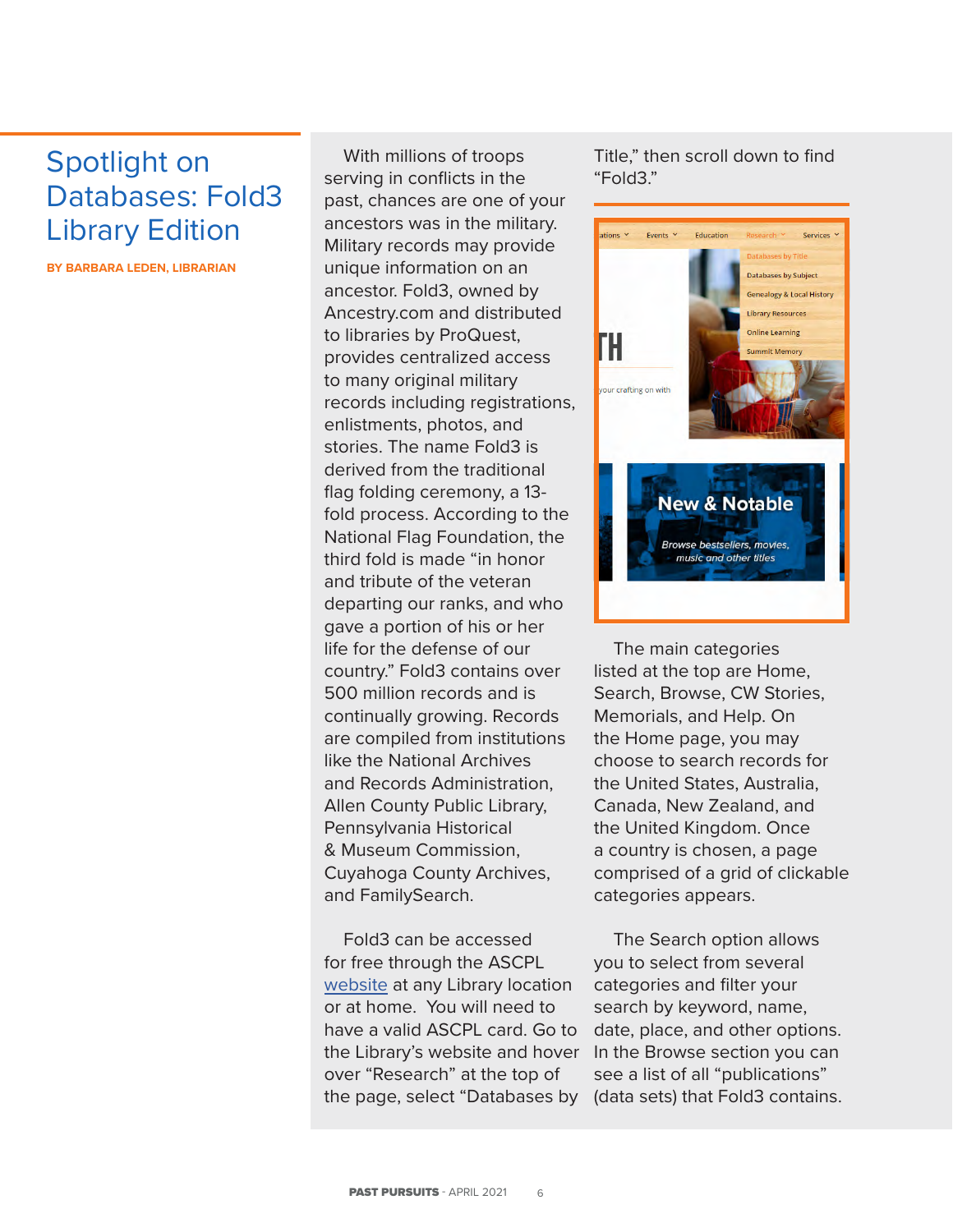# Spotlight on Databases: Fold3 Library Edition

**BY BARBARA LEDEN, LIBRARIAN**

With millions of troops serving in conflicts in the past, chances are one of your ancestors was in the military. Military records may provide unique information on an ancestor. Fold3, owned by Ancestry.com and distributed to libraries by ProQuest, provides centralized access to many original military records including registrations, enlistments, photos, and stories. The name Fold3 is derived from the traditional flag folding ceremony, a 13-fold process. According to the National Flag Foundation, the third fold is made "in honor and tribute of the veteran departing our ranks, and who gave a portion of his or her life for the defense of our country." Fold3 contains over 500 million records and is continually growing. Records are compiled from institutions like the National Archives and Records Administration, Allen County Public Library, Pennsylvania Historical & Museum Commission, Cuyahoga County Archives, and FamilySearch.

Fold3 can be accessed for free through the ASCPL website at any Library location or at home. You will need to have a valid ASCPL card. Go to the Library's website and hover over "Research" at the top of the page, select "Databases by Title," then scroll down to find "Fold3."

The main categories listed at the top are Home, Search, Browse, CW Stories, Memorials, and Help. On the Home page, you may choose to search records for the United States, Australia, Canada, New Zealand, and the United Kingdom. Once a country is chosen, a page comprised of a grid of clickable categories appears.

The Search option allows you to select from several categories and filter your search by keyword, name, date, place, and other options. In the Browse section you can see a list of all "publications" (data sets) that Fold3 contains.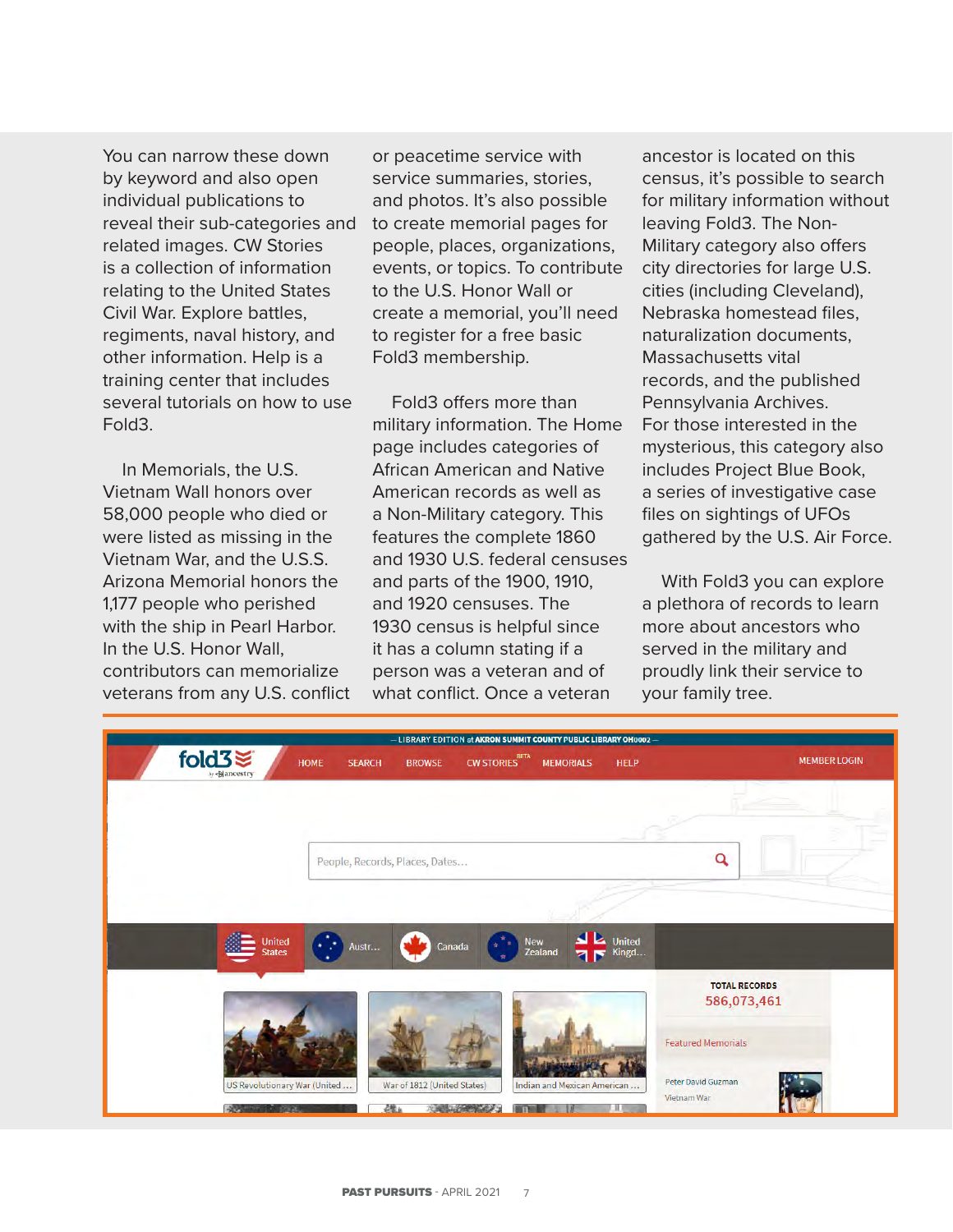You can narrow these down by keyword and also open individual publications to reveal their sub-categories and related images. CW Stories is a collection of information relating to the United States Civil War. Explore battles, regiments, naval history, and other information. Help is a training center that includes several tutorials on how to use Fold3.

In Memorials, the U.S. Vietnam Wall honors over 58,000 people who died or were listed as missing in the Vietnam War, and the U.S.S. Arizona Memorial honors the 1,177 people who perished with the ship in Pearl Harbor. In the U.S. Honor Wall, contributors can memorialize veterans from any U.S. conflict or peacetime service with service summaries, stories, and photos. It's also possible to create memorial pages for people, places, organizations, events, or topics. To contribute to the U.S. Honor Wall or create a memorial, you'll need to register for a free basic Fold3 membership.

Fold3 offers more than military information. The Home page includes categories of African American and Native American records as well as a Non-Military category. This features the complete 1860 and 1930 U.S. federal censuses and parts of the 1900, 1910, and 1920 censuses. The 1930 census is helpful since it has a column stating if a person was a veteran and of what conflict. Once a veteran ancestor is located on this census, it's possible to search for military information without leaving Fold3. The Non-Military category also offers city directories for large U.S. cities (including Cleveland), Nebraska homestead files, naturalization documents, Massachusetts vital records, and the published Pennsylvania Archives. For those interested in the mysterious, this category also includes Project Blue Book, a series of investigative case files on sightings of UFOs gathered by the U.S. Air Force.

With Fold3 you can explore a plethora of records to learn more about ancestors who served in the military and proudly link their service to your family tree.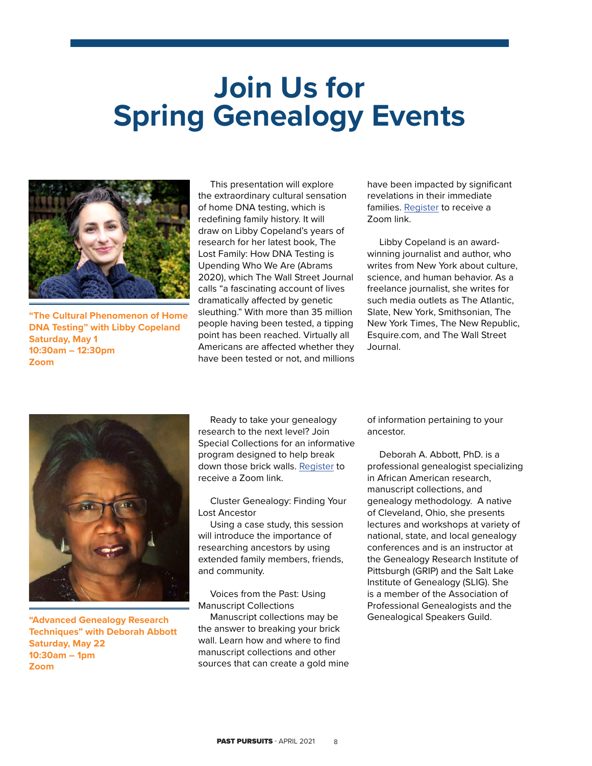# Join Us for Spring Genealogy Events

**"The Cultural Phenomenon of Home DNA Testing" with Libby Copeland**
**Saturday, May 1**
**10:30am – 12:30pm**
**Zoom**

This presentation will explore the extraordinary cultural sensation of home DNA testing, which is redefining family history. It will draw on Libby Copeland's years of research for her latest book, The Lost Family: How DNA Testing is Upending Who We Are (Abrams 2020), which The Wall Street Journal calls "a fascinating account of lives dramatically affected by genetic sleuthing." With more than 35 million people having been tested, a tipping point has been reached. Virtually all Americans are affected whether they have been tested or not, and millions have been impacted by significant revelations in their immediate families. Register to receive a Zoom link.

Libby Copeland is an award-winning journalist and author, who writes from New York about culture, science, and human behavior. As a freelance journalist, she writes for such media outlets as The Atlantic, Slate, New York, Smithsonian, The New York Times, The New Republic, Esquire.com, and The Wall Street Journal.

**"Advanced Genealogy Research Techniques" with Deborah Abbott**
**Saturday, May 22**
**10:30am – 1pm**
**Zoom**

Ready to take your genealogy research to the next level? Join Special Collections for an informative program designed to help break down those brick walls. Register to receive a Zoom link.

Cluster Genealogy: Finding Your Lost Ancestor
Using a case study, this session will introduce the importance of researching ancestors by using extended family members, friends, and community.

Voices from the Past: Using Manuscript Collections
Manuscript collections may be the answer to breaking your brick wall. Learn how and where to find manuscript collections and other sources that can create a gold mine of information pertaining to your ancestor.

Deborah A. Abbott, PhD. is a professional genealogist specializing in African American research, manuscript collections, and genealogy methodology. A native of Cleveland, Ohio, she presents lectures and workshops at variety of national, state, and local genealogy conferences and is an instructor at the Genealogy Research Institute of Pittsburgh (GRIP) and the Salt Lake Institute of Genealogy (SLIG). She is a member of the Association of Professional Genealogists and the Genealogical Speakers Guild.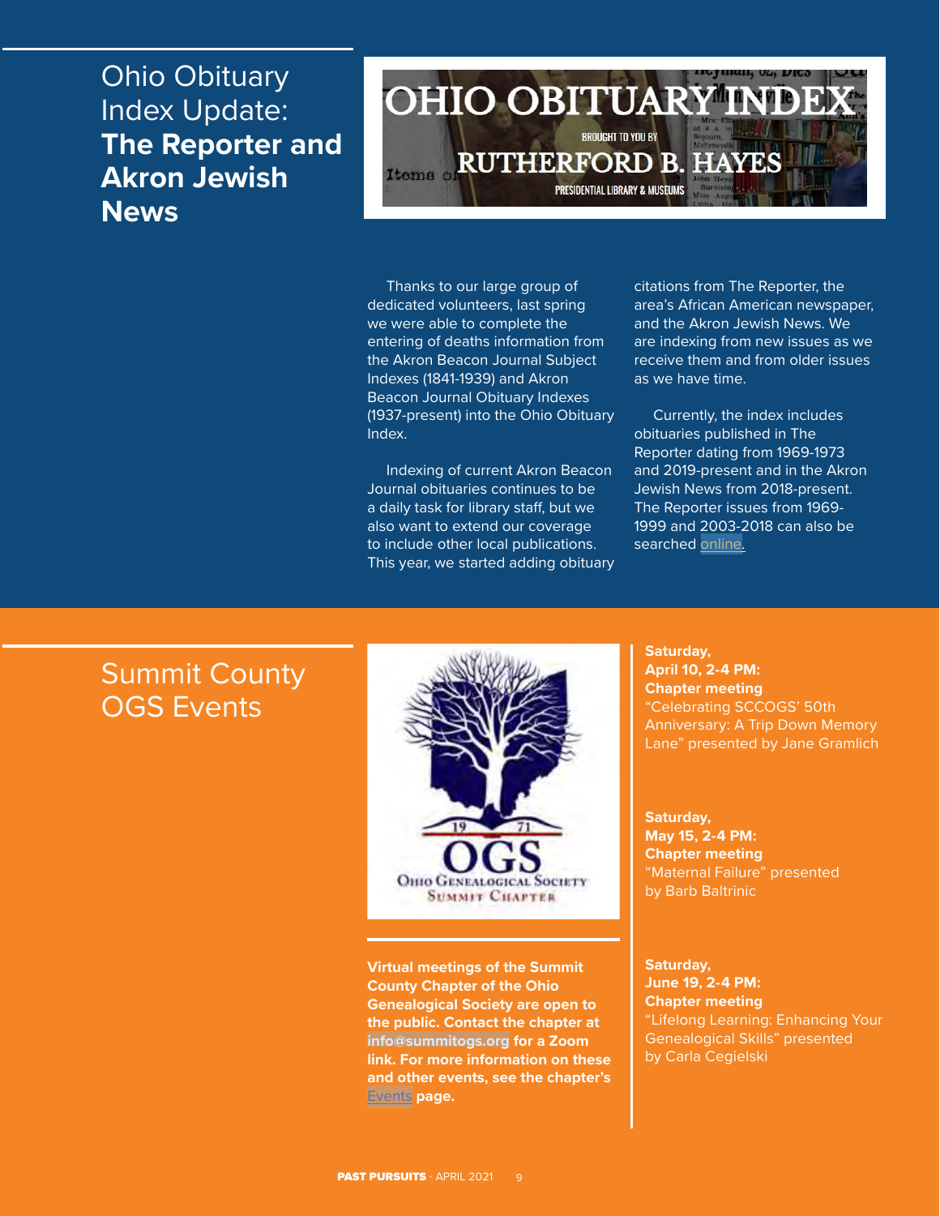# Ohio Obituary Index Update: **The Reporter and Akron Jewish News**

Thanks to our large group of dedicated volunteers, last spring we were able to complete the entering of deaths information from the Akron Beacon Journal Subject Indexes (1841-1939) and Akron Beacon Journal Obituary Indexes (1937-present) into the Ohio Obituary Index.

Indexing of current Akron Beacon Journal obituaries continues to be a daily task for library staff, but we also want to extend our coverage to include other local publications. This year, we started adding obituary citations from The Reporter, the area's African American newspaper, and the Akron Jewish News. We are indexing from new issues as we receive them and from older issues as we have time.

Currently, the index includes obituaries published in The Reporter dating from 1969-1973 and 2019-present and in the Akron Jewish News from 2018-present. The Reporter issues from 1969-1999 and 2003-2018 can also be searched online.

# Summit County OGS Events

**Virtual meetings of the Summit County Chapter of the Ohio Genealogical Society are open to the public. Contact the chapter at info@summitogs.org for a Zoom link. For more information on these and other events, see the chapter's Events page.**

**Saturday, April 10, 2-4 PM: Chapter meeting**
"Celebrating SCCOGS' 50th Anniversary: A Trip Down Memory Lane" presented by Jane Gramlich

**Saturday, May 15, 2-4 PM: Chapter meeting**
"Maternal Failure" presented by Barb Baltrinic

**Saturday, June 19, 2-4 PM: Chapter meeting**
"Lifelong Learning: Enhancing Your Genealogical Skills" presented by Carla Cegielski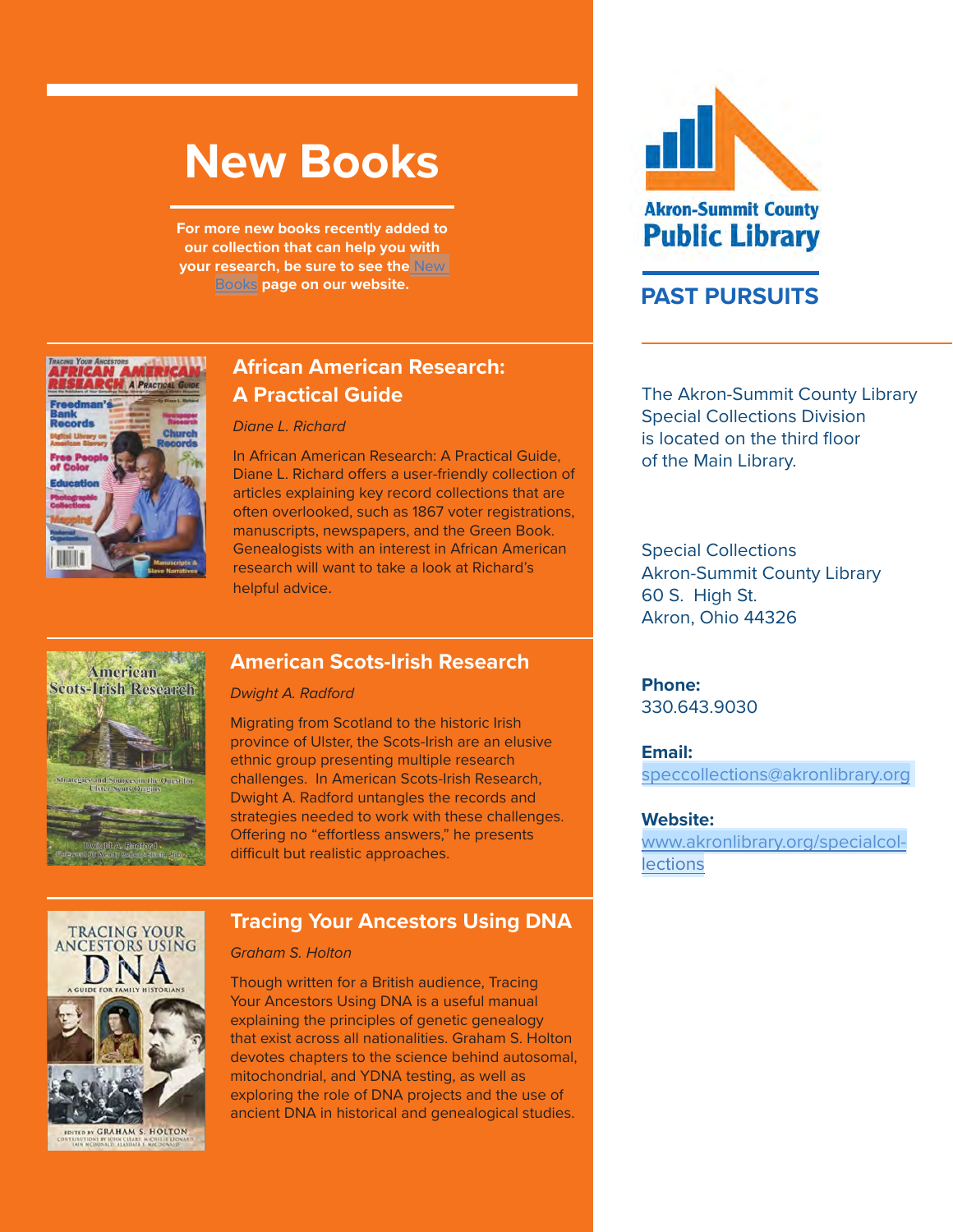# New Books

**For more new books recently added to our collection that can help you with your research, be sure to see the New Books page on our website.**

## African American Research: A Practical Guide

*Diane L. Richard*

In African American Research: A Practical Guide, Diane L. Richard offers a user-friendly collection of articles explaining key record collections that are often overlooked, such as 1867 voter registrations, manuscripts, newspapers, and the Green Book. Genealogists with an interest in African American research will want to take a look at Richard's helpful advice.

## American Scots-Irish Research

*Dwight A. Radford*

Migrating from Scotland to the historic Irish province of Ulster, the Scots-Irish are an elusive ethnic group presenting multiple research challenges. In American Scots-Irish Research, Dwight A. Radford untangles the records and strategies needed to work with these challenges. Offering no "effortless answers," he presents difficult but realistic approaches.

## Tracing Your Ancestors Using DNA

*Graham S. Holton*

Though written for a British audience, Tracing Your Ancestors Using DNA is a useful manual explaining the principles of genetic genealogy that exist across all nationalities. Graham S. Holton devotes chapters to the science behind autosomal, mitochondrial, and YDNA testing, as well as exploring the role of DNA projects and the use of ancient DNA in historical and genealogical studies.

Akron-Summit County Public Library

## PAST PURSUITS

The Akron-Summit County Library Special Collections Division is located on the third floor of the Main Library.

Special Collections
Akron-Summit County Library
60 S. High St.
Akron, Ohio 44326

**Phone:**
330.643.9030

**Email:**
speccollections@akronlibrary.org

**Website:**
www.akronlibrary.org/specialcollections